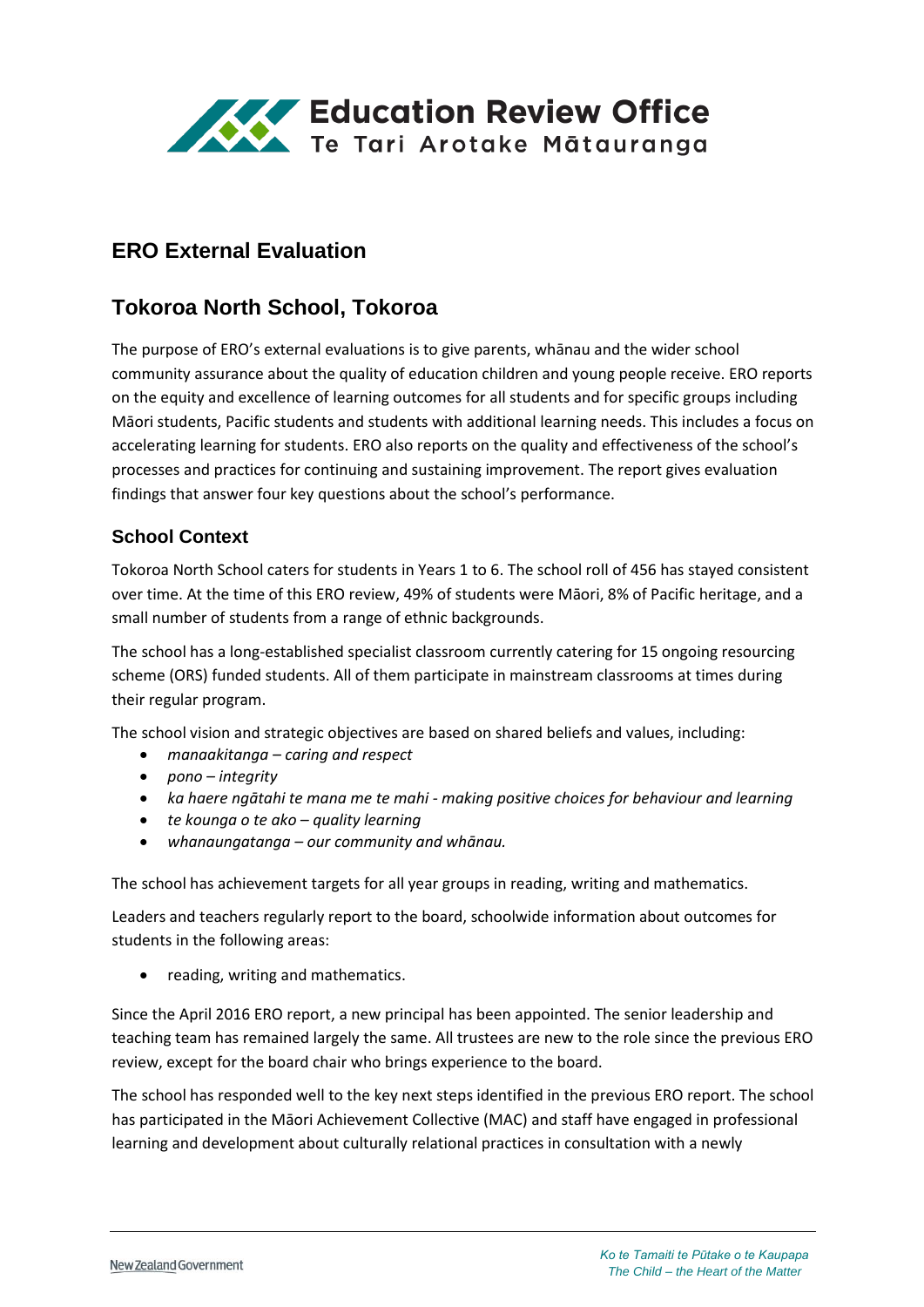# ERO External Evaluation

## Tokoroa North School, Tokoroa

The purpose of ERO's external evaluations is to give parents, whānau and the wider school community assurance about the quality of education children and young people receive. ERO reports on the equity and excellence of learning outcomes for all students and for specific groups including Māori students, Pacific students and students with additional learning needs. This includes a focus on accelerating learning for students. ERO also reports on the quality and effectiveness of the school's processes and practices for continuing and sustaining improvement. The report gives evaluation findings that answer four key questions about the school's performance.

### School Context

Tokoroa North School caters for students in Years 1 to 6. The school roll of 456 has stayed consistent over time. At the time of this ERO review, 49% of students were Māori, 8% of Pacific heritage, and a small number of students from a range of ethnic backgrounds.

The school has a long-established specialist classroom currently catering for 15 ongoing resourcing scheme (ORS) funded students. All of them participate in mainstream classrooms at times during their regular program.

The school vision and strategic objectives are based on shared beliefs and values, including:

- *manaakitanga – caring and respect*
- *pono – integrity*
- *ka haere ngātahi te mana me te mahi - making positive choices for behaviour and learning*
- *te kounga o te ako – quality learning*
- *whanaungatanga – our community and whānau.*

The school has achievement targets for all year groups in reading, writing and mathematics.

Leaders and teachers regularly report to the board, schoolwide information about outcomes for students in the following areas:

- reading, writing and mathematics.

Since the April 2016 ERO report, a new principal has been appointed. The senior leadership and teaching team has remained largely the same. All trustees are new to the role since the previous ERO review, except for the board chair who brings experience to the board.

The school has responded well to the key next steps identified in the previous ERO report. The school has participated in the Māori Achievement Collective (MAC) and staff have engaged in professional learning and development about culturally relational practices in consultation with a newly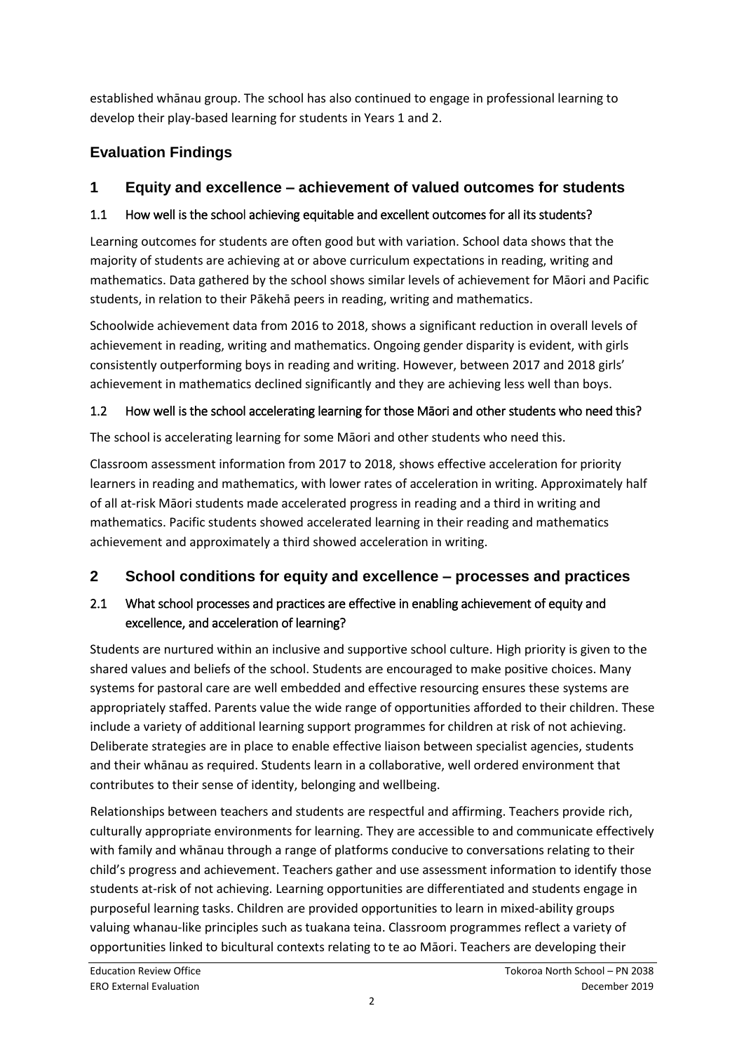established whānau group. The school has also continued to engage in professional learning to develop their play-based learning for students in Years 1 and 2.

## Evaluation Findings

## 1 Equity and excellence – achievement of valued outcomes for students

### 1.1 How well is the school achieving equitable and excellent outcomes for all its students?

Learning outcomes for students are often good but with variation. School data shows that the majority of students are achieving at or above curriculum expectations in reading, writing and mathematics. Data gathered by the school shows similar levels of achievement for Māori and Pacific students, in relation to their Pākehā peers in reading, writing and mathematics.

Schoolwide achievement data from 2016 to 2018, shows a significant reduction in overall levels of achievement in reading, writing and mathematics. Ongoing gender disparity is evident, with girls consistently outperforming boys in reading and writing. However, between 2017 and 2018 girls' achievement in mathematics declined significantly and they are achieving less well than boys.

### 1.2 How well is the school accelerating learning for those Māori and other students who need this?

The school is accelerating learning for some Māori and other students who need this.

Classroom assessment information from 2017 to 2018, shows effective acceleration for priority learners in reading and mathematics, with lower rates of acceleration in writing. Approximately half of all at-risk Māori students made accelerated progress in reading and a third in writing and mathematics. Pacific students showed accelerated learning in their reading and mathematics achievement and approximately a third showed acceleration in writing.

## 2 School conditions for equity and excellence – processes and practices

### 2.1 What school processes and practices are effective in enabling achievement of equity and excellence, and acceleration of learning?

Students are nurtured within an inclusive and supportive school culture. High priority is given to the shared values and beliefs of the school. Students are encouraged to make positive choices. Many systems for pastoral care are well embedded and effective resourcing ensures these systems are appropriately staffed. Parents value the wide range of opportunities afforded to their children. These include a variety of additional learning support programmes for children at risk of not achieving. Deliberate strategies are in place to enable effective liaison between specialist agencies, students and their whānau as required. Students learn in a collaborative, well ordered environment that contributes to their sense of identity, belonging and wellbeing.

Relationships between teachers and students are respectful and affirming. Teachers provide rich, culturally appropriate environments for learning. They are accessible to and communicate effectively with family and whānau through a range of platforms conducive to conversations relating to their child's progress and achievement. Teachers gather and use assessment information to identify those students at-risk of not achieving. Learning opportunities are differentiated and students engage in purposeful learning tasks. Children are provided opportunities to learn in mixed-ability groups valuing whanau-like principles such as tuakana teina. Classroom programmes reflect a variety of opportunities linked to bicultural contexts relating to te ao Māori. Teachers are developing their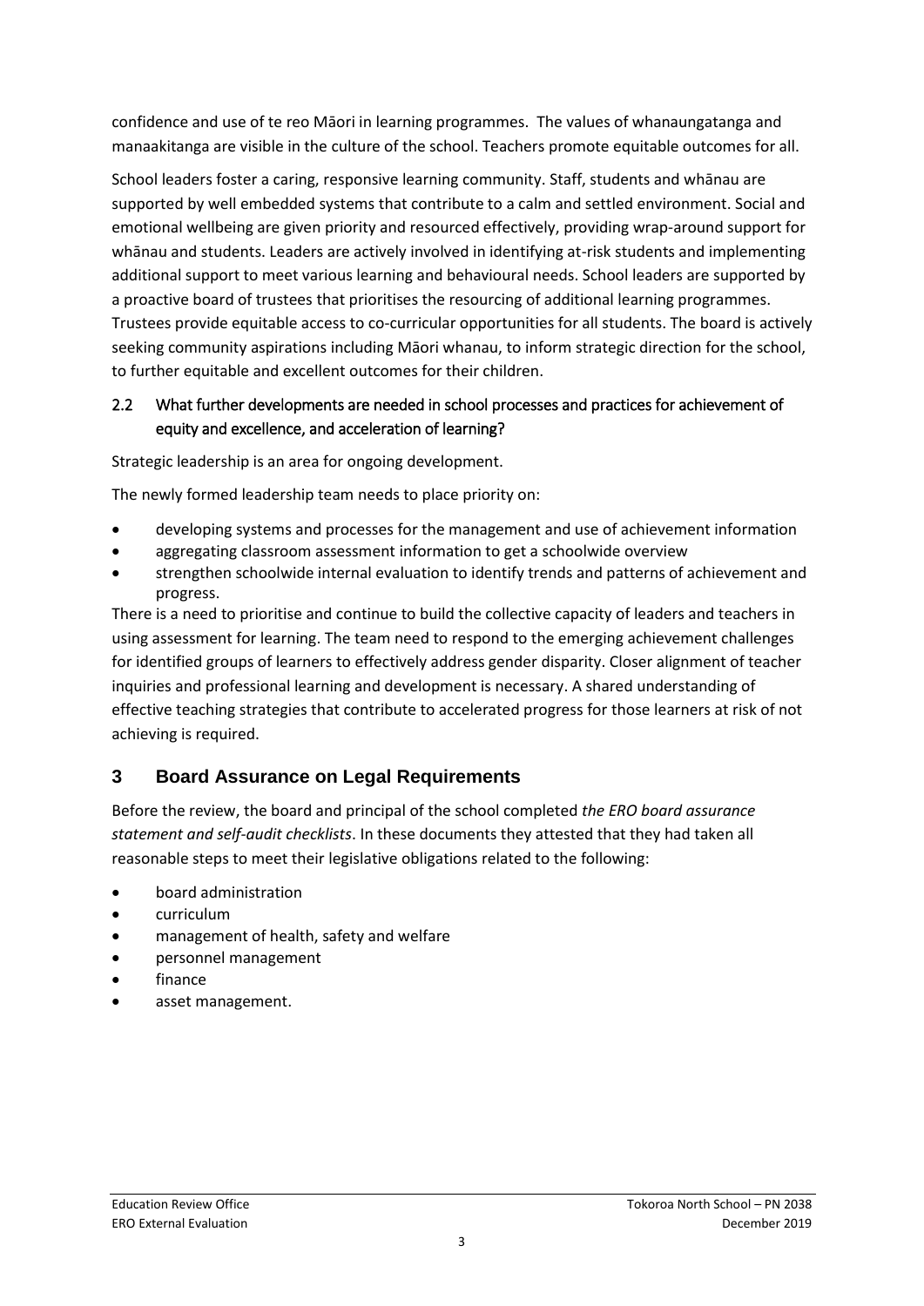confidence and use of te reo Māori in learning programmes. The values of whanaungatanga and manaakitanga are visible in the culture of the school. Teachers promote equitable outcomes for all.

School leaders foster a caring, responsive learning community. Staff, students and whānau are supported by well embedded systems that contribute to a calm and settled environment. Social and emotional wellbeing are given priority and resourced effectively, providing wrap-around support for whānau and students. Leaders are actively involved in identifying at-risk students and implementing additional support to meet various learning and behavioural needs. School leaders are supported by a proactive board of trustees that prioritises the resourcing of additional learning programmes. Trustees provide equitable access to co-curricular opportunities for all students. The board is actively seeking community aspirations including Māori whanau, to inform strategic direction for the school, to further equitable and excellent outcomes for their children.

### 2.2 What further developments are needed in school processes and practices for achievement of equity and excellence, and acceleration of learning?

Strategic leadership is an area for ongoing development.

The newly formed leadership team needs to place priority on:

- developing systems and processes for the management and use of achievement information
- aggregating classroom assessment information to get a schoolwide overview
- strengthen schoolwide internal evaluation to identify trends and patterns of achievement and progress.

There is a need to prioritise and continue to build the collective capacity of leaders and teachers in using assessment for learning. The team need to respond to the emerging achievement challenges for identified groups of learners to effectively address gender disparity. Closer alignment of teacher inquiries and professional learning and development is necessary. A shared understanding of effective teaching strategies that contribute to accelerated progress for those learners at risk of not achieving is required.

## 3 Board Assurance on Legal Requirements

Before the review, the board and principal of the school completed *the ERO board assurance statement and self-audit checklists*. In these documents they attested that they had taken all reasonable steps to meet their legislative obligations related to the following:

- board administration
- curriculum
- management of health, safety and welfare
- personnel management
- finance
- asset management.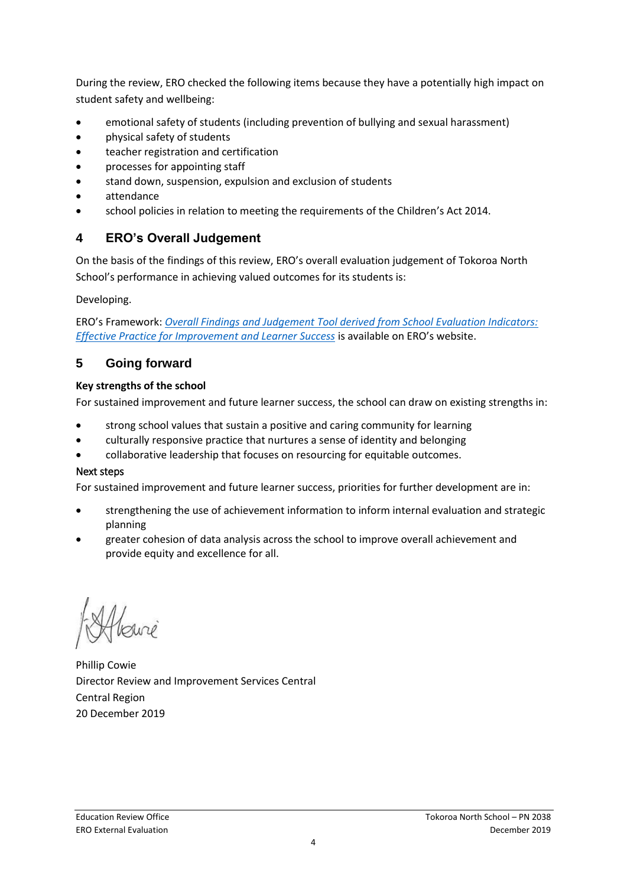During the review, ERO checked the following items because they have a potentially high impact on student safety and wellbeing:

- emotional safety of students (including prevention of bullying and sexual harassment)
- physical safety of students
- teacher registration and certification
- processes for appointing staff
- stand down, suspension, expulsion and exclusion of students
- attendance
- school policies in relation to meeting the requirements of the Children's Act 2014.

## 4 ERO's Overall Judgement

On the basis of the findings of this review, ERO's overall evaluation judgement of Tokoroa North School's performance in achieving valued outcomes for its students is:

Developing.

ERO's Framework: *Overall Findings and Judgement Tool derived from School Evaluation Indicators: Effective Practice for Improvement and Learner Success* is available on ERO's website.

## 5 Going forward

**Key strengths of the school**

For sustained improvement and future learner success, the school can draw on existing strengths in:

- strong school values that sustain a positive and caring community for learning
- culturally responsive practice that nurtures a sense of identity and belonging
- collaborative leadership that focuses on resourcing for equitable outcomes.

Next steps

For sustained improvement and future learner success, priorities for further development are in:

- strengthening the use of achievement information to inform internal evaluation and strategic planning
- greater cohesion of data analysis across the school to improve overall achievement and provide equity and excellence for all.

Phillip Cowie
Director Review and Improvement Services Central
Central Region
20 December 2019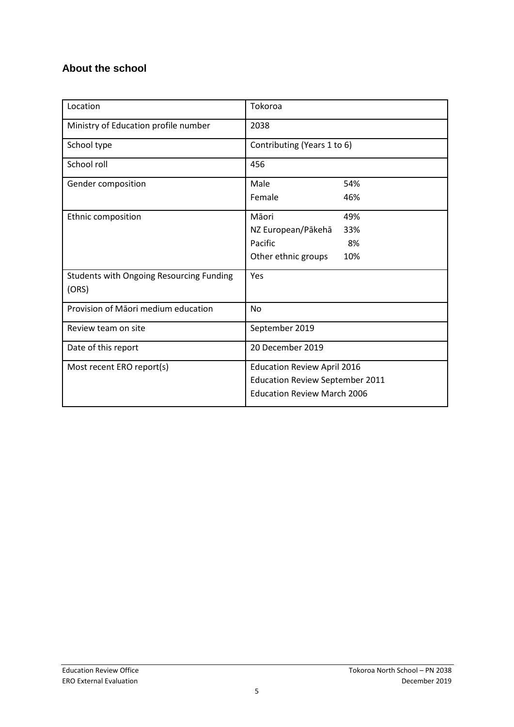## About the school

| | |
|---|---|
| Location | Tokoroa |
| Ministry of Education profile number | 2038 |
| School type | Contributing (Years 1 to 6) |
| School roll | 456 |
| Gender composition | Male 54%<br>Female 46% |
| Ethnic composition | Māori 49%<br>NZ European/Pākehā 33%<br>Pacific 8%<br>Other ethnic groups 10% |
| Students with Ongoing Resourcing Funding (ORS) | Yes |
| Provision of Māori medium education | No |
| Review team on site | September 2019 |
| Date of this report | 20 December 2019 |
| Most recent ERO report(s) | Education Review April 2016<br>Education Review September 2011<br>Education Review March 2006 |